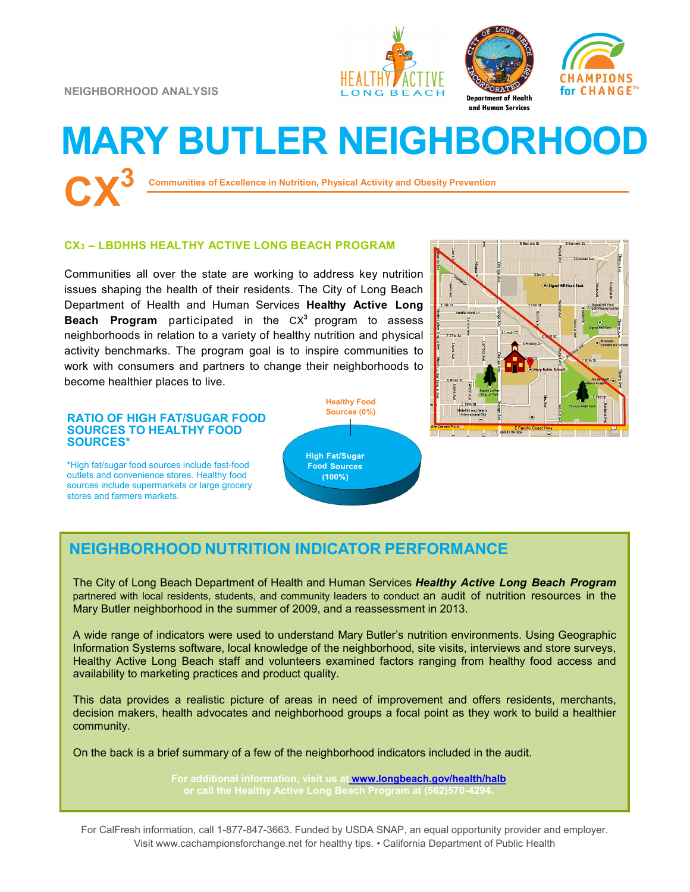NEIGHBORHOOD ANALYSIS

# MARY BUTLER NEIGHBORHOOD

## CX³ Communities of Excellence in Nutrition, Physical Activity and Obesity Prevention

### CX₃ – LBDHHS HEALTHY ACTIVE LONG BEACH PROGRAM

Communities all over the state are working to address key nutrition issues shaping the health of their residents. The City of Long Beach Department of Health and Human Services **Healthy Active Long Beach Program** participated in the CX³ program to assess neighborhoods in relation to a variety of healthy nutrition and physical activity benchmarks. The program goal is to inspire communities to work with consumers and partners to change their neighborhoods to become healthier places to live.

### RATIO OF HIGH FAT/SUGAR FOOD SOURCES TO HEALTHY FOOD SOURCES*

*High fat/sugar food sources include fast-food outlets and convenience stores. Healthy food sources include supermarkets or large grocery stores and farmers markets.

Healthy Food Sources (0%)

High Fat/Sugar Food Sources (100%)

## NEIGHBORHOOD NUTRITION INDICATOR PERFORMANCE

The City of Long Beach Department of Health and Human Services ***Healthy Active Long Beach Program*** partnered with local residents, students, and community leaders to conduct an audit of nutrition resources in the Mary Butler neighborhood in the summer of 2009, and a reassessment in 2013.

A wide range of indicators were used to understand Mary Butler's nutrition environments. Using Geographic Information Systems software, local knowledge of the neighborhood, site visits, interviews and store surveys, Healthy Active Long Beach staff and volunteers examined factors ranging from healthy food access and availability to marketing practices and product quality.

This data provides a realistic picture of areas in need of improvement and offers residents, merchants, decision makers, health advocates and neighborhood groups a focal point as they work to build a healthier community.

On the back is a brief summary of a few of the neighborhood indicators included in the audit.

**For additional information, visit us at www.longbeach.gov/health/halb or call the Healthy Active Long Beach Program at (562)570-4294.**

For CalFresh information, call 1-877-847-3663. Funded by USDA SNAP, an equal opportunity provider and employer. Visit www.cachampionsforchange.net for healthy tips. • California Department of Public Health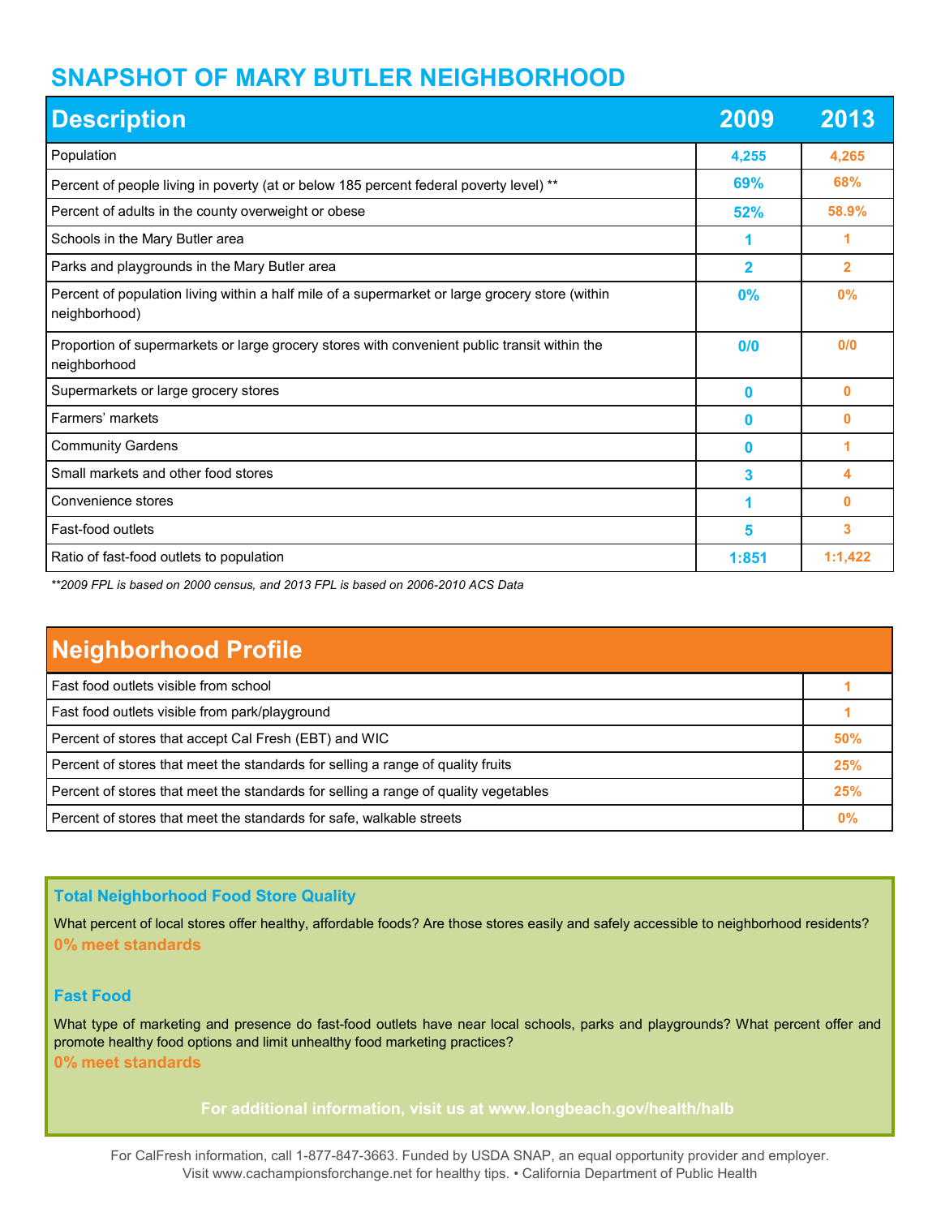# SNAPSHOT OF MARY BUTLER NEIGHBORHOOD

| Description | 2009 | 2013 |
|---|---|---|
| Population | 4,255 | 4,265 |
| Percent of people living in poverty (at or below 185 percent federal poverty level) ** | 69% | 68% |
| Percent of adults in the county overweight or obese | 52% | 58.9% |
| Schools in the Mary Butler area | 1 | 1 |
| Parks and playgrounds in the Mary Butler area | 2 | 2 |
| Percent of population living within a half mile of a supermarket or large grocery store (within neighborhood) | 0% | 0% |
| Proportion of supermarkets or large grocery stores with convenient public transit within the neighborhood | 0/0 | 0/0 |
| Supermarkets or large grocery stores | 0 | 0 |
| Farmers' markets | 0 | 0 |
| Community Gardens | 0 | 1 |
| Small markets and other food stores | 3 | 4 |
| Convenience stores | 1 | 0 |
| Fast-food outlets | 5 | 3 |
| Ratio of fast-food outlets to population | 1:851 | 1:1,422 |

*\*\*2009 FPL is based on 2000 census, and 2013 FPL is based on 2006-2010 ACS Data*

| Neighborhood Profile | |
|---|---|
| Fast food outlets visible from school | 1 |
| Fast food outlets visible from park/playground | 1 |
| Percent of stores that accept Cal Fresh (EBT) and WIC | 50% |
| Percent of stores that meet the standards for selling a range of quality fruits | 25% |
| Percent of stores that meet the standards for selling a range of quality vegetables | 25% |
| Percent of stores that meet the standards for safe, walkable streets | 0% |

### Total Neighborhood Food Store Quality

What percent of local stores offer healthy, affordable foods? Are those stores easily and safely accessible to neighborhood residents?

**0% meet standards**

### Fast Food

What type of marketing and presence do fast-food outlets have near local schools, parks and playgrounds? What percent offer and promote healthy food options and limit unhealthy food marketing practices?

**0% meet standards**

**For additional information, visit us at www.longbeach.gov/health/halb**

For CalFresh information, call 1-877-847-3663. Funded by USDA SNAP, an equal opportunity provider and employer.
Visit www.cachampionsforchange.net for healthy tips. • California Department of Public Health